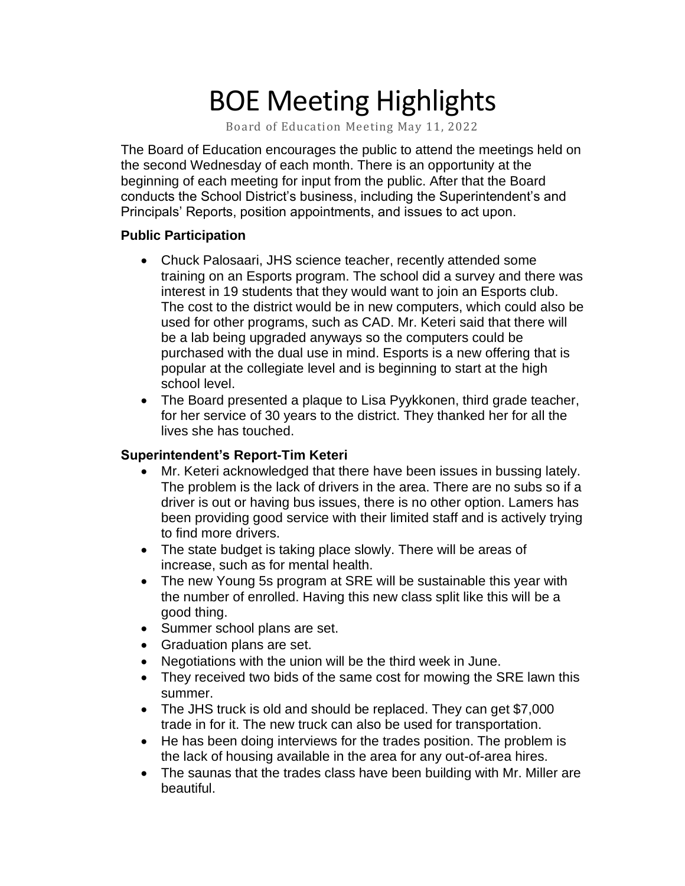# BOE Meeting Highlights

Board of Education Meeting May 11, 2022

The Board of Education encourages the public to attend the meetings held on the second Wednesday of each month. There is an opportunity at the beginning of each meeting for input from the public. After that the Board conducts the School District's business, including the Superintendent's and Principals' Reports, position appointments, and issues to act upon.

### Public Participation

- Chuck Palosaari, JHS science teacher, recently attended some training on an Esports program. The school did a survey and there was interest in 19 students that they would want to join an Esports club. The cost to the district would be in new computers, which could also be used for other programs, such as CAD. Mr. Keteri said that there will be a lab being upgraded anyways so the computers could be purchased with the dual use in mind. Esports is a new offering that is popular at the collegiate level and is beginning to start at the high school level.
- The Board presented a plaque to Lisa Pyykkonen, third grade teacher, for her service of 30 years to the district. They thanked her for all the lives she has touched.

### Superintendent's Report-Tim Keteri

- Mr. Keteri acknowledged that there have been issues in bussing lately. The problem is the lack of drivers in the area. There are no subs so if a driver is out or having bus issues, there is no other option. Lamers has been providing good service with their limited staff and is actively trying to find more drivers.
- The state budget is taking place slowly. There will be areas of increase, such as for mental health.
- The new Young 5s program at SRE will be sustainable this year with the number of enrolled. Having this new class split like this will be a good thing.
- Summer school plans are set.
- Graduation plans are set.
- Negotiations with the union will be the third week in June.
- They received two bids of the same cost for mowing the SRE lawn this summer.
- The JHS truck is old and should be replaced. They can get $7,000 trade in for it. The new truck can also be used for transportation.
- He has been doing interviews for the trades position. The problem is the lack of housing available in the area for any out-of-area hires.
- The saunas that the trades class have been building with Mr. Miller are beautiful.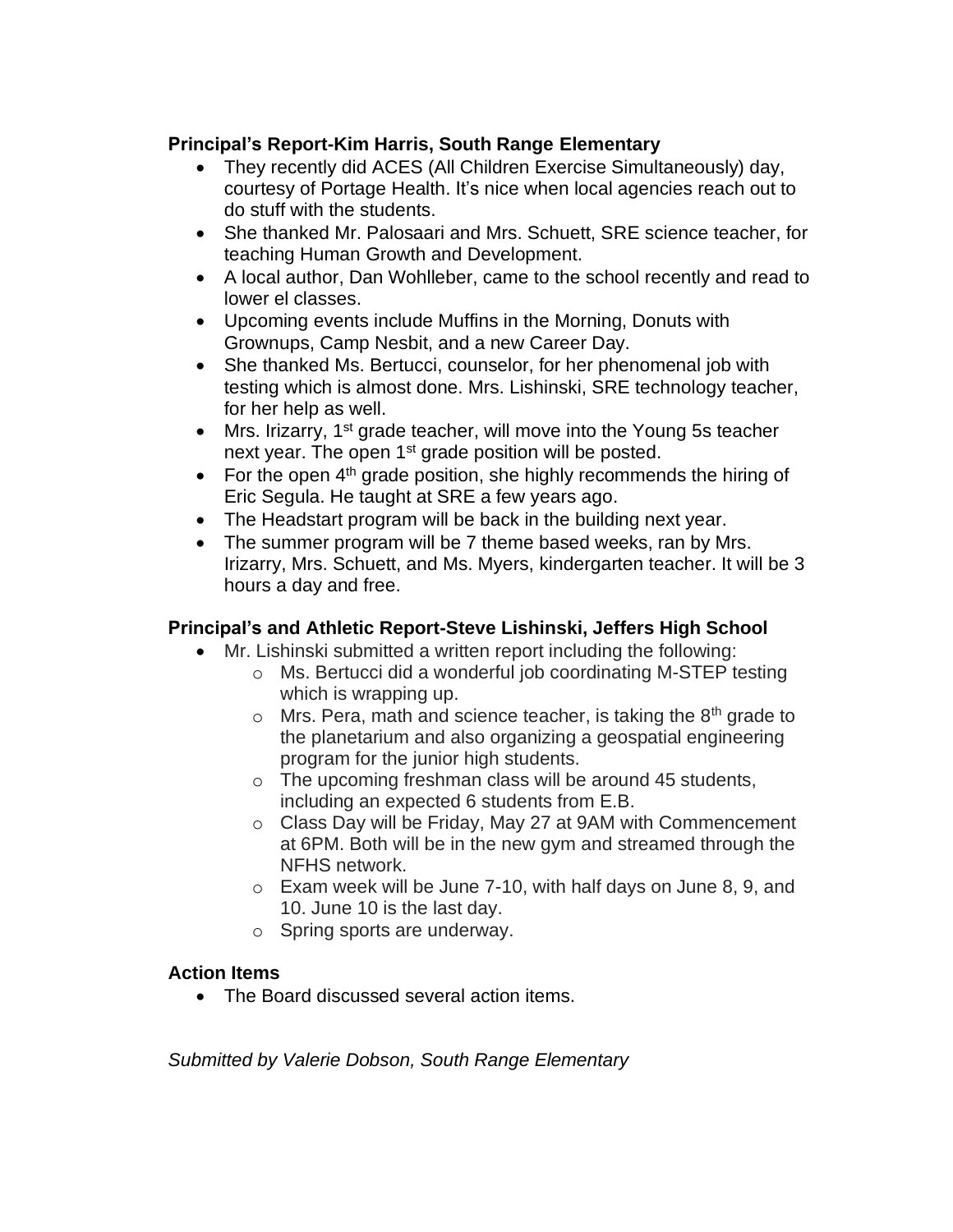**Principal's Report-Kim Harris, South Range Elementary**

- They recently did ACES (All Children Exercise Simultaneously) day, courtesy of Portage Health. It's nice when local agencies reach out to do stuff with the students.
- She thanked Mr. Palosaari and Mrs. Schuett, SRE science teacher, for teaching Human Growth and Development.
- A local author, Dan Wohlleber, came to the school recently and read to lower el classes.
- Upcoming events include Muffins in the Morning, Donuts with Grownups, Camp Nesbit, and a new Career Day.
- She thanked Ms. Bertucci, counselor, for her phenomenal job with testing which is almost done. Mrs. Lishinski, SRE technology teacher, for her help as well.
- Mrs. Irizarry, 1st grade teacher, will move into the Young 5s teacher next year. The open 1st grade position will be posted.
- For the open 4th grade position, she highly recommends the hiring of Eric Segula. He taught at SRE a few years ago.
- The Headstart program will be back in the building next year.
- The summer program will be 7 theme based weeks, ran by Mrs. Irizarry, Mrs. Schuett, and Ms. Myers, kindergarten teacher. It will be 3 hours a day and free.

**Principal's and Athletic Report-Steve Lishinski, Jeffers High School**

- Mr. Lishinski submitted a written report including the following:
  - Ms. Bertucci did a wonderful job coordinating M-STEP testing which is wrapping up.
  - Mrs. Pera, math and science teacher, is taking the 8th grade to the planetarium and also organizing a geospatial engineering program for the junior high students.
  - The upcoming freshman class will be around 45 students, including an expected 6 students from E.B.
  - Class Day will be Friday, May 27 at 9AM with Commencement at 6PM. Both will be in the new gym and streamed through the NFHS network.
  - Exam week will be June 7-10, with half days on June 8, 9, and 10. June 10 is the last day.
  - Spring sports are underway.

**Action Items**

- The Board discussed several action items.

*Submitted by Valerie Dobson, South Range Elementary*